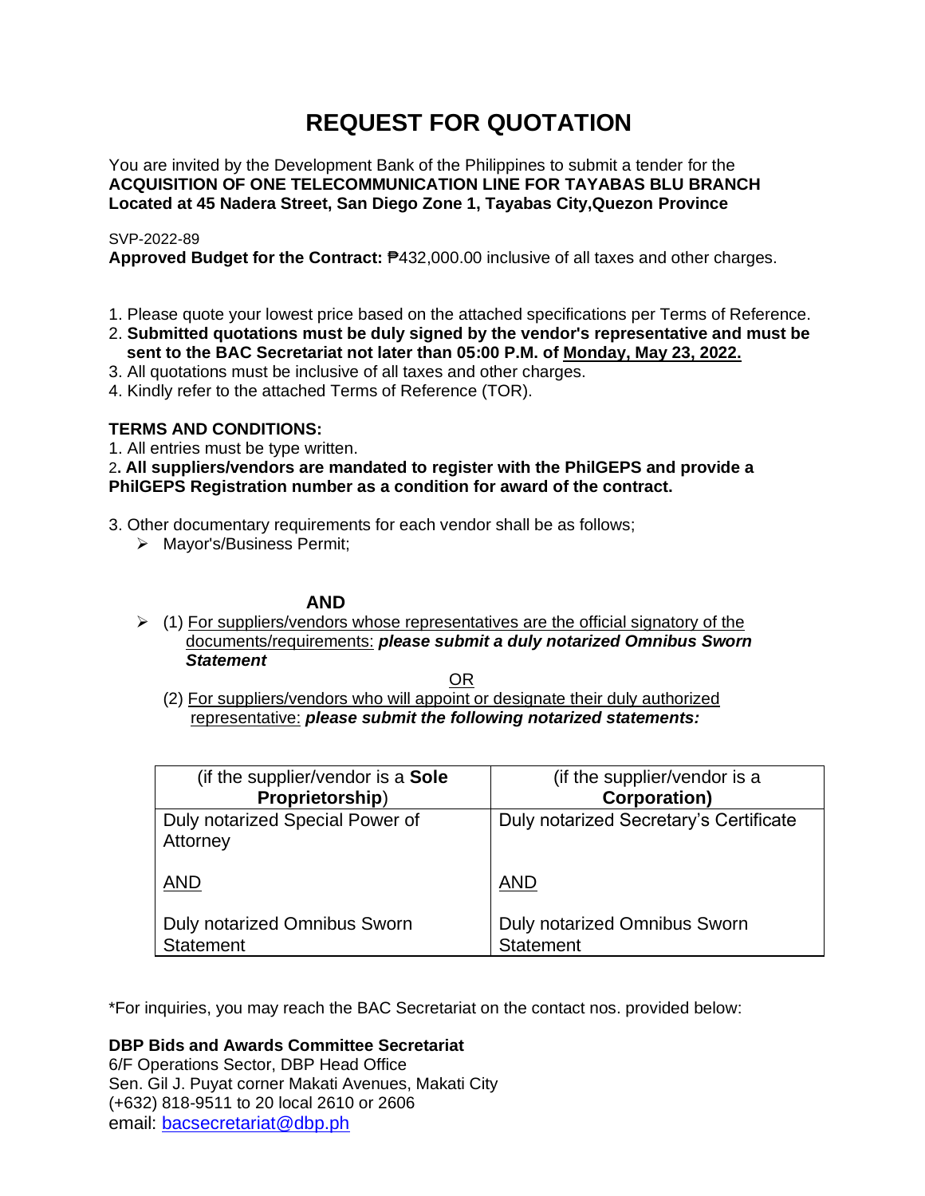# REQUEST FOR QUOTATION

You are invited by the Development Bank of the Philippines to submit a tender for the **ACQUISITION OF ONE TELECOMMUNICATION LINE FOR TAYABAS BLU BRANCH Located at 45 Nadera Street, San Diego Zone 1, Tayabas City,Quezon Province**

SVP-2022-89

**Approved Budget for the Contract:** ₱432,000.00 inclusive of all taxes and other charges.

1. Please quote your lowest price based on the attached specifications per Terms of Reference.
2. **Submitted quotations must be duly signed by the vendor's representative and must be sent to the BAC Secretariat not later than 05:00 P.M. of Monday, May 23, 2022.**
3. All quotations must be inclusive of all taxes and other charges.
4. Kindly refer to the attached Terms of Reference (TOR).

**TERMS AND CONDITIONS:**

1. All entries must be type written.
2. **All suppliers/vendors are mandated to register with the PhilGEPS and provide a PhilGEPS Registration number as a condition for award of the contract.**
3. Other documentary requirements for each vendor shall be as follows;
   - Mayor's/Business Permit;

**AND**

   - (1) For suppliers/vendors whose representatives are the official signatory of the documents/requirements: ***please submit a duly notarized Omnibus Sworn Statement***

OR

   (2) For suppliers/vendors who will appoint or designate their duly authorized representative: ***please submit the following notarized statements:***

| (if the supplier/vendor is a **Sole Proprietorship**) | (if the supplier/vendor is a **Corporation)** |
|---|---|
| Duly notarized Special Power of Attorney<br><br>AND<br><br>Duly notarized Omnibus Sworn Statement | Duly notarized Secretary's Certificate<br><br>AND<br><br>Duly notarized Omnibus Sworn Statement |

*For inquiries, you may reach the BAC Secretariat on the contact nos. provided below:

**DBP Bids and Awards Committee Secretariat**
6/F Operations Sector, DBP Head Office
Sen. Gil J. Puyat corner Makati Avenues, Makati City
(+632) 818-9511 to 20 local 2610 or 2606
email: bacsecretariat@dbp.ph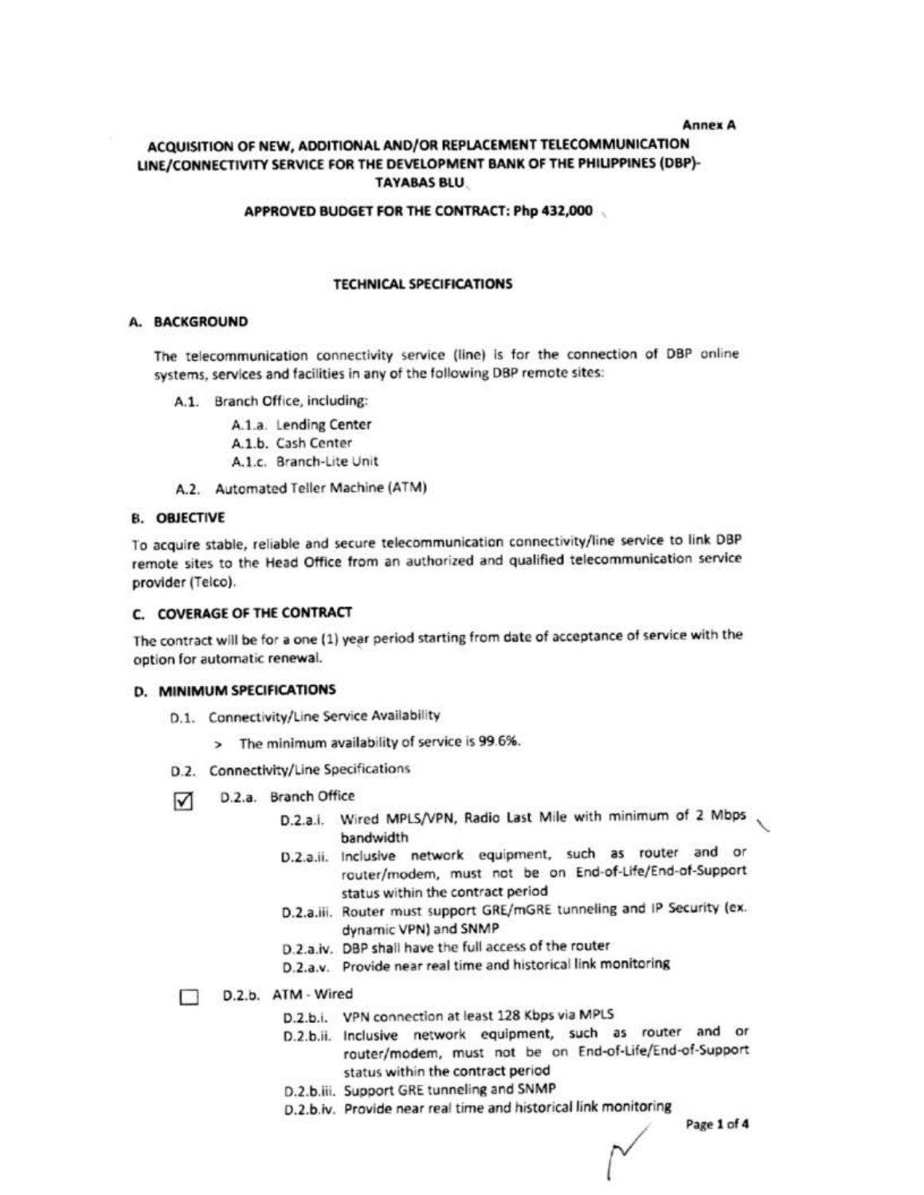**Annex A**

**ACQUISITION OF NEW, ADDITIONAL AND/OR REPLACEMENT TELECOMMUNICATION LINE/CONNECTIVITY SERVICE FOR THE DEVELOPMENT BANK OF THE PHILIPPINES (DBP)-TAYABAS BLU**

**APPROVED BUDGET FOR THE CONTRACT: Php 432,000**

## TECHNICAL SPECIFICATIONS

### A. BACKGROUND

The telecommunication connectivity service (line) is for the connection of DBP online systems, services and facilities in any of the following DBP remote sites:

- A.1. Branch Office, including:
  - A.1.a. Lending Center
  - A.1.b. Cash Center
  - A.1.c. Branch-Lite Unit
- A.2. Automated Teller Machine (ATM)

### B. OBJECTIVE

To acquire stable, reliable and secure telecommunication connectivity/line service to link DBP remote sites to the Head Office from an authorized and qualified telecommunication service provider (Telco).

### C. COVERAGE OF THE CONTRACT

The contract will be for a one (1) year period starting from date of acceptance of service with the option for automatic renewal.

### D. MINIMUM SPECIFICATIONS

- D.1. Connectivity/Line Service Availability
  - > The minimum availability of service is 99.6%.
- D.2. Connectivity/Line Specifications
  - ☑ D.2.a. Branch Office
    - D.2.a.i. Wired MPLS/VPN, Radio Last Mile with minimum of 2 Mbps bandwidth
    - D.2.a.ii. Inclusive network equipment, such as router and or router/modem, must not be on End-of-Life/End-of-Support status within the contract period
    - D.2.a.iii. Router must support GRE/mGRE tunneling and IP Security (ex. dynamic VPN) and SNMP
    - D.2.a.iv. DBP shall have the full access of the router
    - D.2.a.v. Provide near real time and historical link monitoring
  - ☐ D.2.b. ATM - Wired
    - D.2.b.i. VPN connection at least 128 Kbps via MPLS
    - D.2.b.ii. Inclusive network equipment, such as router and or router/modem, must not be on End-of-Life/End-of-Support status within the contract period
    - D.2.b.iii. Support GRE tunneling and SNMP
    - D.2.b.iv. Provide near real time and historical link monitoring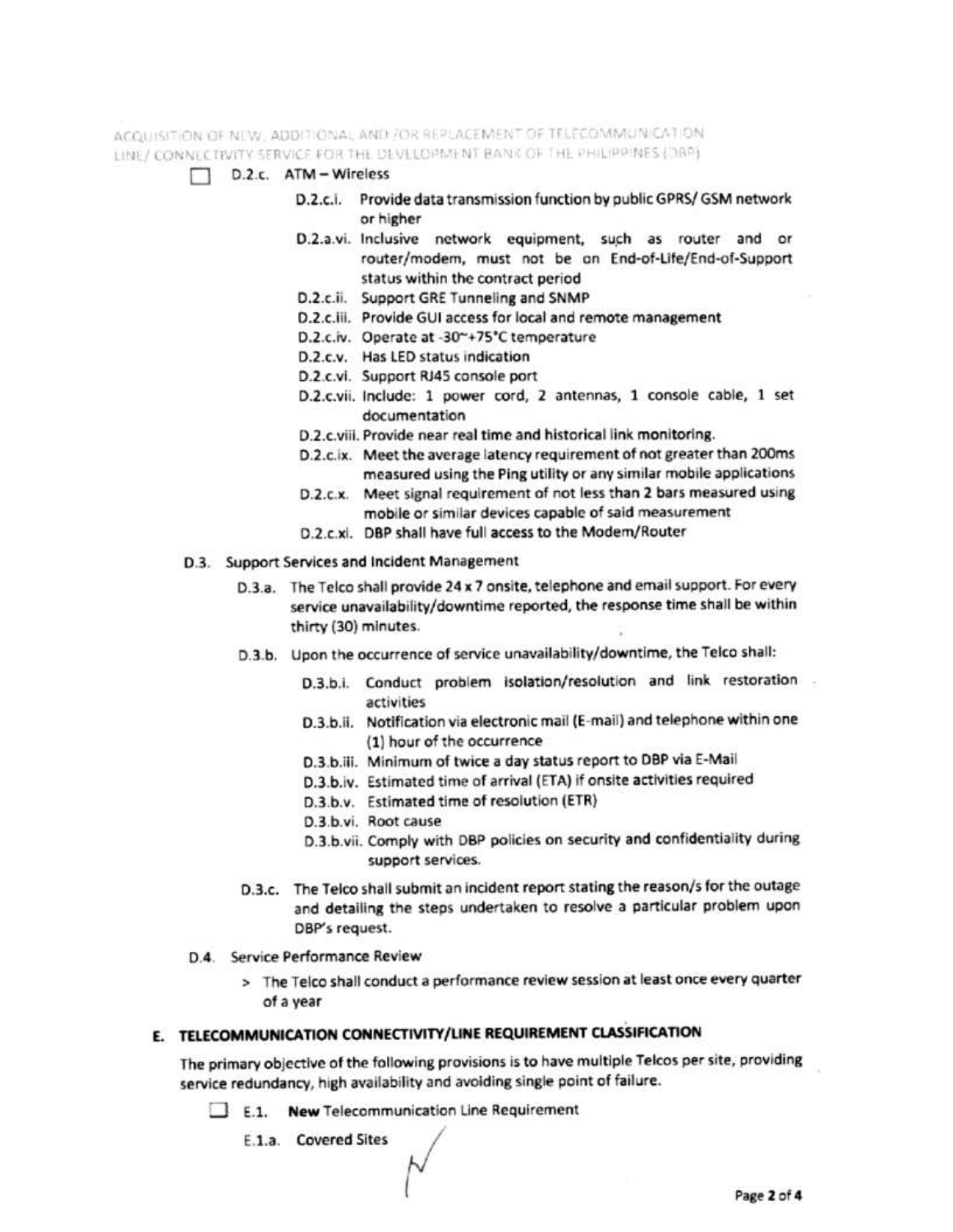ACQUISITION OF NEW, ADDITIONAL AND /OR REPLACEMENT OF TELECOMMUNICATION LINE/ CONNECTIVITY SERVICE FOR THE DEVELOPMENT BANK OF THE PHILIPPINES (DBP)

☐ D.2.c. ATM – Wireless

- D.2.c.i. Provide data transmission function by public GPRS/ GSM network or higher
- D.2.a.vi. Inclusive network equipment, such as router and or router/modem, must not be on End-of-Life/End-of-Support status within the contract period
- D.2.c.ii. Support GRE Tunneling and SNMP
- D.2.c.iii. Provide GUI access for local and remote management
- D.2.c.iv. Operate at -30~+75°C temperature
- D.2.c.v. Has LED status indication
- D.2.c.vi. Support RJ45 console port
- D.2.c.vii. Include: 1 power cord, 2 antennas, 1 console cable, 1 set documentation
- D.2.c.viii. Provide near real time and historical link monitoring.
- D.2.c.ix. Meet the average latency requirement of not greater than 200ms measured using the Ping utility or any similar mobile applications
- D.2.c.x. Meet signal requirement of not less than 2 bars measured using mobile or similar devices capable of said measurement
- D.2.c.xi. DBP shall have full access to the Modem/Router

D.3. Support Services and Incident Management

D.3.a. The Telco shall provide 24 x 7 onsite, telephone and email support. For every service unavailability/downtime reported, the response time shall be within thirty (30) minutes.

D.3.b. Upon the occurrence of service unavailability/downtime, the Telco shall:

- D.3.b.i. Conduct problem isolation/resolution and link restoration activities
- D.3.b.ii. Notification via electronic mail (E-mail) and telephone within one (1) hour of the occurrence
- D.3.b.iii. Minimum of twice a day status report to DBP via E-Mail
- D.3.b.iv. Estimated time of arrival (ETA) if onsite activities required
- D.3.b.v. Estimated time of resolution (ETR)
- D.3.b.vi. Root cause
- D.3.b.vii. Comply with DBP policies on security and confidentiality during support services.

D.3.c. The Telco shall submit an incident report stating the reason/s for the outage and detailing the steps undertaken to resolve a particular problem upon DBP's request.

D.4. Service Performance Review

> The Telco shall conduct a performance review session at least once every quarter of a year

## E. TELECOMMUNICATION CONNECTIVITY/LINE REQUIREMENT CLASSIFICATION

The primary objective of the following provisions is to have multiple Telcos per site, providing service redundancy, high availability and avoiding single point of failure.

☐ E.1. **New** Telecommunication Line Requirement

E.1.a. Covered Sites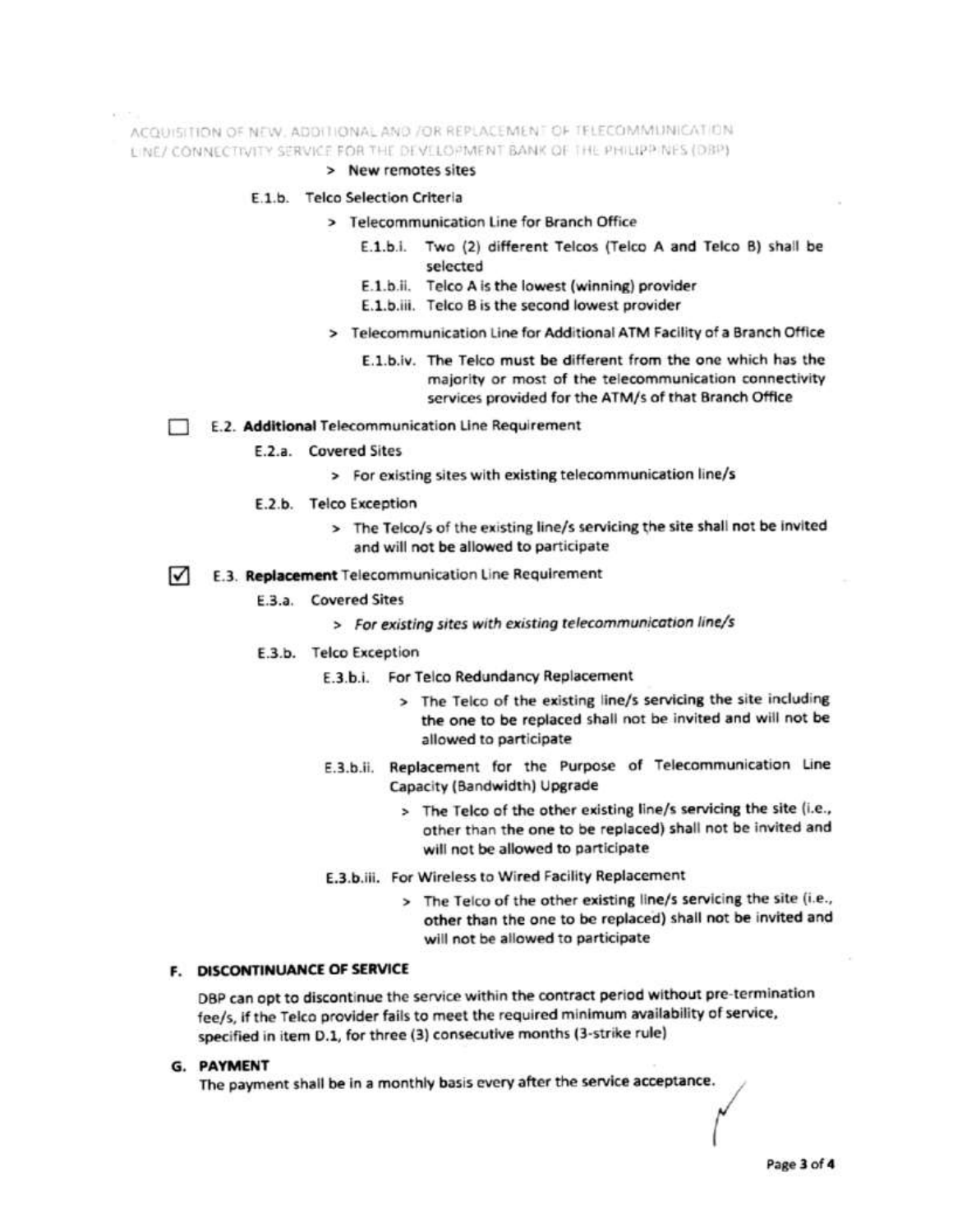> New remotes sites

E.1.b. Telco Selection Criteria

> Telecommunication Line for Branch Office

E.1.b.i. Two (2) different Telcos (Telco A and Telco B) shall be selected

E.1.b.ii. Telco A is the lowest (winning) provider

E.1.b.iii. Telco B is the second lowest provider

> Telecommunication Line for Additional ATM Facility of a Branch Office

E.1.b.iv. The Telco must be different from the one which has the majority or most of the telecommunication connectivity services provided for the ATM/s of that Branch Office

☐ E.2. **Additional** Telecommunication Line Requirement

E.2.a. Covered Sites

> For existing sites with existing telecommunication line/s

E.2.b. Telco Exception

> The Telco/s of the existing line/s servicing the site shall not be invited and will not be allowed to participate

☑ E.3. **Replacement** Telecommunication Line Requirement

E.3.a. Covered Sites

> *For existing sites with existing telecommunication line/s*

E.3.b. Telco Exception

E.3.b.i. For Telco Redundancy Replacement

> The Telco of the existing line/s servicing the site including the one to be replaced shall not be invited and will not be allowed to participate

E.3.b.ii. Replacement for the Purpose of Telecommunication Line Capacity (Bandwidth) Upgrade

> The Telco of the other existing line/s servicing the site (i.e., other than the one to be replaced) shall not be invited and will not be allowed to participate

E.3.b.iii. For Wireless to Wired Facility Replacement

> The Telco of the other existing line/s servicing the site (i.e., other than the one to be replaced) shall not be invited and will not be allowed to participate

## F. DISCONTINUANCE OF SERVICE

DBP can opt to discontinue the service within the contract period without pre-termination fee/s, if the Telco provider fails to meet the required minimum availability of service, specified in item D.1, for three (3) consecutive months (3-strike rule)

## G. PAYMENT

The payment shall be in a monthly basis every after the service acceptance.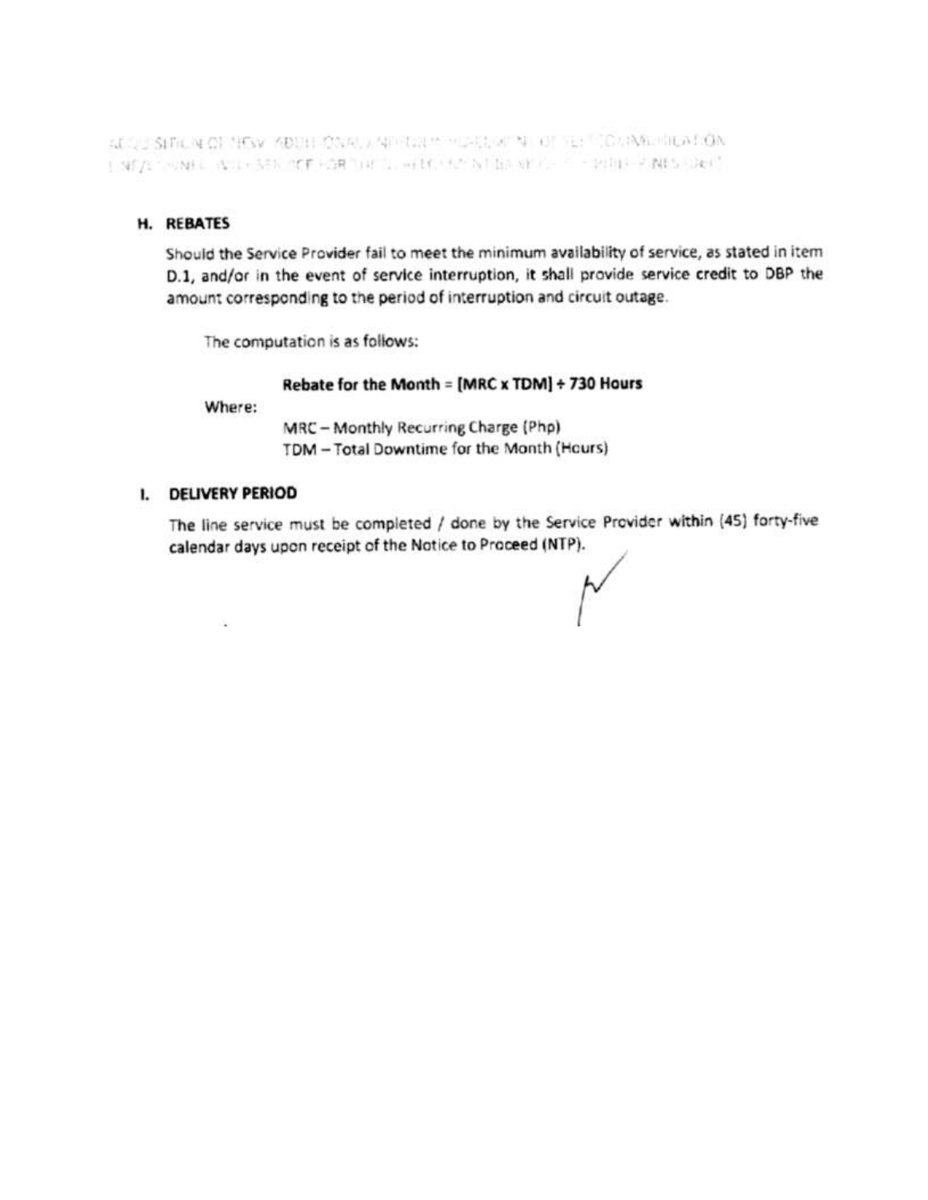## H. REBATES

Should the Service Provider fail to meet the minimum availability of service, as stated in item D.1, and/or in the event of service interruption, it shall provide service credit to DBP the amount corresponding to the period of interruption and circuit outage.

The computation is as follows:

**Rebate for the Month = [MRC x TDM] ÷ 730 Hours**

Where:

MRC – Monthly Recurring Charge (Php)
TDM – Total Downtime for the Month (Hours)

## I. DELIVERY PERIOD

The line service must be completed / done by the Service Provider within (45) forty-five calendar days upon receipt of the Notice to Proceed (NTP).